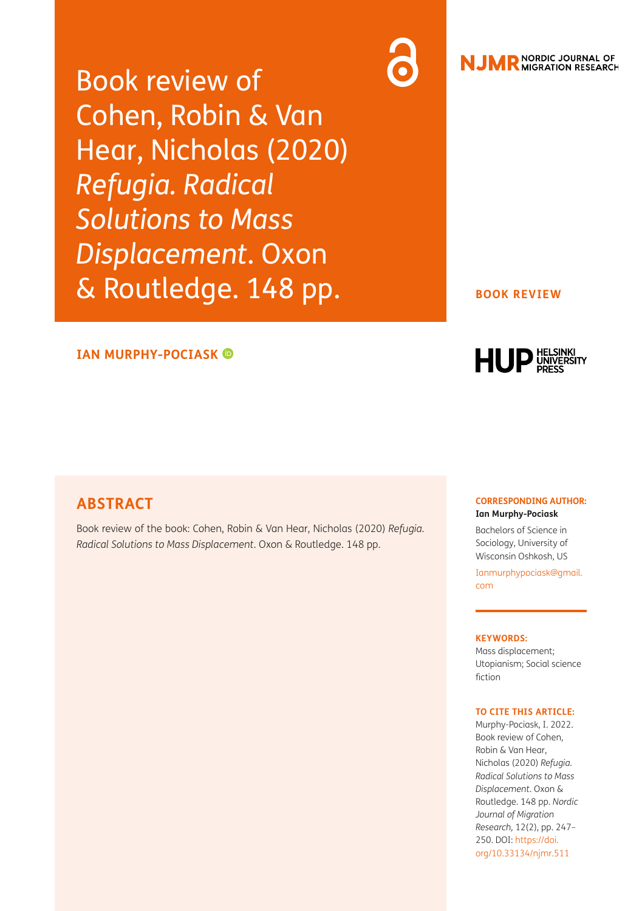# Book review of Cohen, Robin & Van Hear, Nicholas (2020) *Refugia. Radical Solutions to Mass Displacement*. Oxon & Routledge. 148 pp.

NJMR NORDIC JOURNAL OF MIGRATION RESEARCH

**BOOK REVIEW**

**IAN MURPHY-POCIASK**

HUP HELSINKI UNIVERSITY PRESS

## ABSTRACT

Book review of the book: Cohen, Robin & Van Hear, Nicholas (2020) *Refugia. Radical Solutions to Mass Displacement*. Oxon & Routledge. 148 pp.

**CORRESPONDING AUTHOR:**
**Ian Murphy-Pociask**

Bachelors of Science in Sociology, University of Wisconsin Oshkosh, US

Ianmurphypociask@gmail.com

**KEYWORDS:**
Mass displacement; Utopianism; Social science fiction

**TO CITE THIS ARTICLE:**
Murphy-Pociask, I. 2022. Book review of Cohen, Robin & Van Hear, Nicholas (2020) *Refugia. Radical Solutions to Mass Displacement*. Oxon & Routledge. 148 pp. *Nordic Journal of Migration Research*, 12(2), pp. 247–250. DOI: https://doi.org/10.33134/njmr.511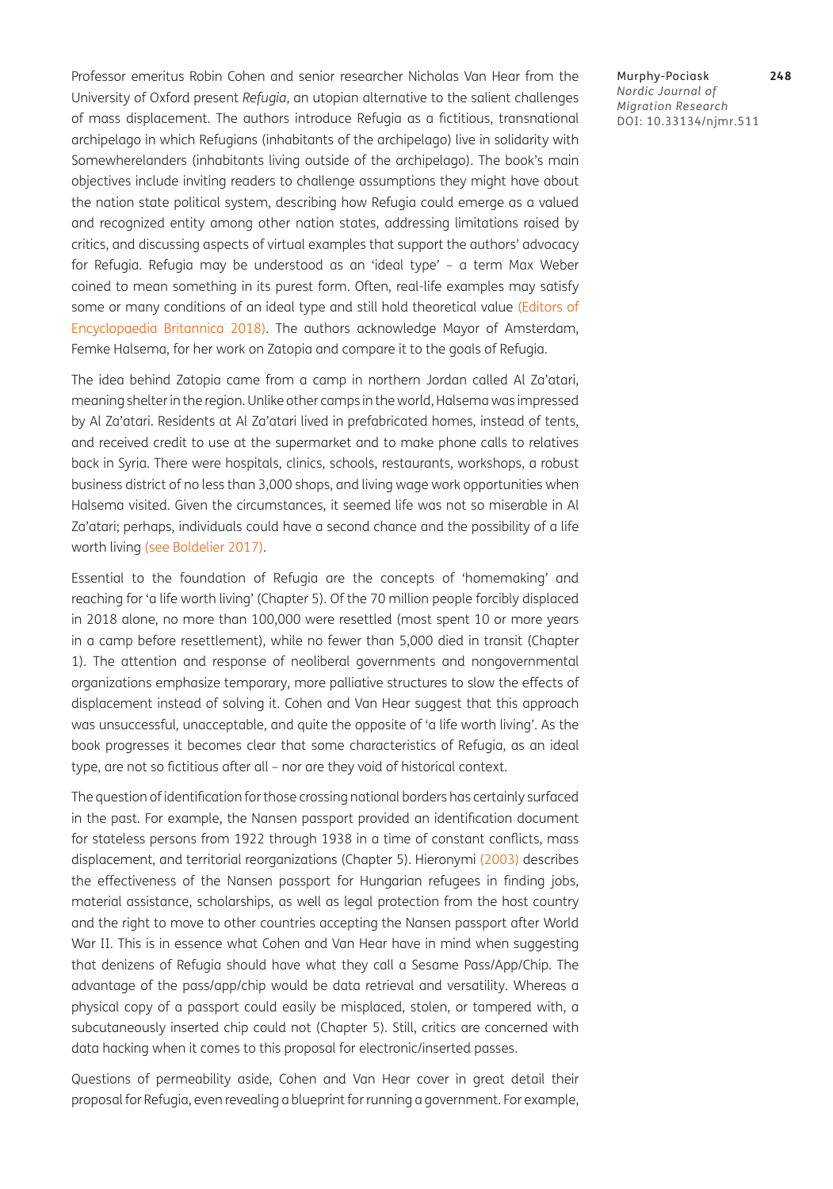Professor emeritus Robin Cohen and senior researcher Nicholas Van Hear from the University of Oxford present *Refugia*, an utopian alternative to the salient challenges of mass displacement. The authors introduce Refugia as a fictitious, transnational archipelago in which Refugians (inhabitants of the archipelago) live in solidarity with Somewherelanders (inhabitants living outside of the archipelago). The book's main objectives include inviting readers to challenge assumptions they might have about the nation state political system, describing how Refugia could emerge as a valued and recognized entity among other nation states, addressing limitations raised by critics, and discussing aspects of virtual examples that support the authors' advocacy for Refugia. Refugia may be understood as an 'ideal type' – a term Max Weber coined to mean something in its purest form. Often, real-life examples may satisfy some or many conditions of an ideal type and still hold theoretical value (Editors of Encyclopaedia Britannica 2018). The authors acknowledge Mayor of Amsterdam, Femke Halsema, for her work on Zatopia and compare it to the goals of Refugia.

The idea behind Zatopia came from a camp in northern Jordan called Al Za'atari, meaning shelter in the region. Unlike other camps in the world, Halsema was impressed by Al Za'atari. Residents at Al Za'atari lived in prefabricated homes, instead of tents, and received credit to use at the supermarket and to make phone calls to relatives back in Syria. There were hospitals, clinics, schools, restaurants, workshops, a robust business district of no less than 3,000 shops, and living wage work opportunities when Halsema visited. Given the circumstances, it seemed life was not so miserable in Al Za'atari; perhaps, individuals could have a second chance and the possibility of a life worth living (see Boldelier 2017).

Essential to the foundation of Refugia are the concepts of 'homemaking' and reaching for 'a life worth living' (Chapter 5). Of the 70 million people forcibly displaced in 2018 alone, no more than 100,000 were resettled (most spent 10 or more years in a camp before resettlement), while no fewer than 5,000 died in transit (Chapter 1). The attention and response of neoliberal governments and nongovernmental organizations emphasize temporary, more palliative structures to slow the effects of displacement instead of solving it. Cohen and Van Hear suggest that this approach was unsuccessful, unacceptable, and quite the opposite of 'a life worth living'. As the book progresses it becomes clear that some characteristics of Refugia, as an ideal type, are not so fictitious after all – nor are they void of historical context.

The question of identification for those crossing national borders has certainly surfaced in the past. For example, the Nansen passport provided an identification document for stateless persons from 1922 through 1938 in a time of constant conflicts, mass displacement, and territorial reorganizations (Chapter 5). Hieronymi (2003) describes the effectiveness of the Nansen passport for Hungarian refugees in finding jobs, material assistance, scholarships, as well as legal protection from the host country and the right to move to other countries accepting the Nansen passport after World War II. This is in essence what Cohen and Van Hear have in mind when suggesting that denizens of Refugia should have what they call a Sesame Pass/App/Chip. The advantage of the pass/app/chip would be data retrieval and versatility. Whereas a physical copy of a passport could easily be misplaced, stolen, or tampered with, a subcutaneously inserted chip could not (Chapter 5). Still, critics are concerned with data hacking when it comes to this proposal for electronic/inserted passes.

Questions of permeability aside, Cohen and Van Hear cover in great detail their proposal for Refugia, even revealing a blueprint for running a government. For example,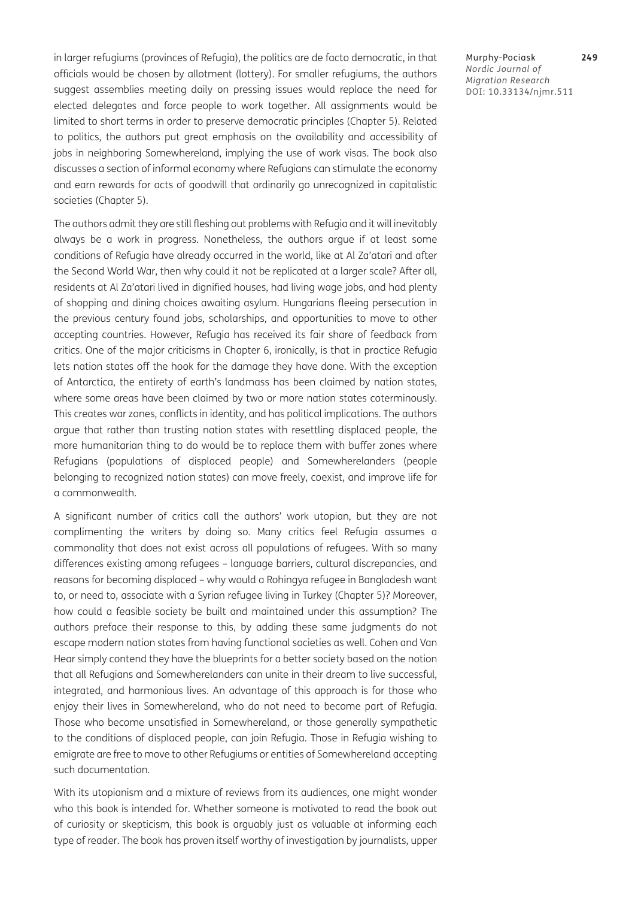in larger refugiums (provinces of Refugia), the politics are de facto democratic, in that officials would be chosen by allotment (lottery). For smaller refugiums, the authors suggest assemblies meeting daily on pressing issues would replace the need for elected delegates and force people to work together. All assignments would be limited to short terms in order to preserve democratic principles (Chapter 5). Related to politics, the authors put great emphasis on the availability and accessibility of jobs in neighboring Somewhereland, implying the use of work visas. The book also discusses a section of informal economy where Refugians can stimulate the economy and earn rewards for acts of goodwill that ordinarily go unrecognized in capitalistic societies (Chapter 5).

The authors admit they are still fleshing out problems with Refugia and it will inevitably always be a work in progress. Nonetheless, the authors argue if at least some conditions of Refugia have already occurred in the world, like at Al Za'atari and after the Second World War, then why could it not be replicated at a larger scale? After all, residents at Al Za'atari lived in dignified houses, had living wage jobs, and had plenty of shopping and dining choices awaiting asylum. Hungarians fleeing persecution in the previous century found jobs, scholarships, and opportunities to move to other accepting countries. However, Refugia has received its fair share of feedback from critics. One of the major criticisms in Chapter 6, ironically, is that in practice Refugia lets nation states off the hook for the damage they have done. With the exception of Antarctica, the entirety of earth's landmass has been claimed by nation states, where some areas have been claimed by two or more nation states coterminously. This creates war zones, conflicts in identity, and has political implications. The authors argue that rather than trusting nation states with resettling displaced people, the more humanitarian thing to do would be to replace them with buffer zones where Refugians (populations of displaced people) and Somewherelanders (people belonging to recognized nation states) can move freely, coexist, and improve life for a commonwealth.

A significant number of critics call the authors' work utopian, but they are not complimenting the writers by doing so. Many critics feel Refugia assumes a commonality that does not exist across all populations of refugees. With so many differences existing among refugees – language barriers, cultural discrepancies, and reasons for becoming displaced – why would a Rohingya refugee in Bangladesh want to, or need to, associate with a Syrian refugee living in Turkey (Chapter 5)? Moreover, how could a feasible society be built and maintained under this assumption? The authors preface their response to this, by adding these same judgments do not escape modern nation states from having functional societies as well. Cohen and Van Hear simply contend they have the blueprints for a better society based on the notion that all Refugians and Somewherelanders can unite in their dream to live successful, integrated, and harmonious lives. An advantage of this approach is for those who enjoy their lives in Somewhereland, who do not need to become part of Refugia. Those who become unsatisfied in Somewhereland, or those generally sympathetic to the conditions of displaced people, can join Refugia. Those in Refugia wishing to emigrate are free to move to other Refugiums or entities of Somewhereland accepting such documentation.

With its utopianism and a mixture of reviews from its audiences, one might wonder who this book is intended for. Whether someone is motivated to read the book out of curiosity or skepticism, this book is arguably just as valuable at informing each type of reader. The book has proven itself worthy of investigation by journalists, upper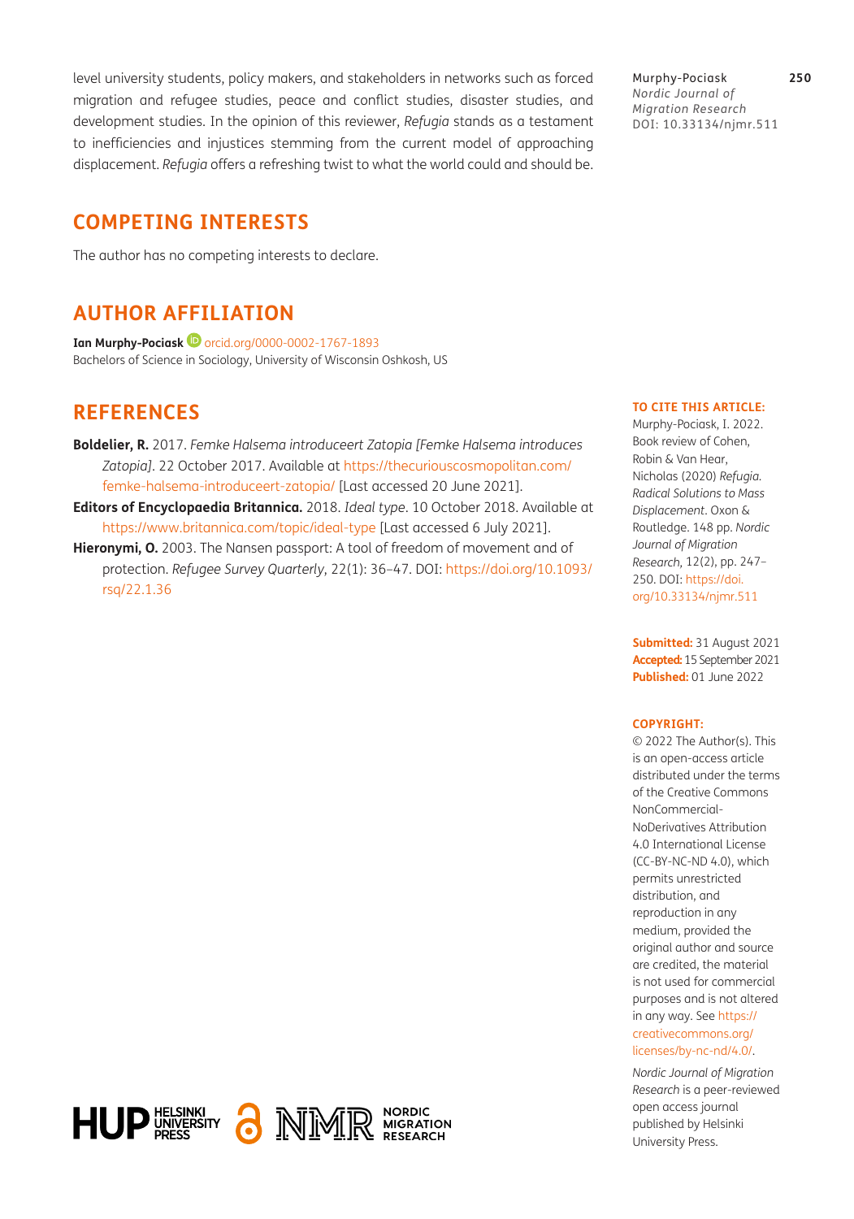level university students, policy makers, and stakeholders in networks such as forced migration and refugee studies, peace and conflict studies, disaster studies, and development studies. In the opinion of this reviewer, *Refugia* stands as a testament to inefficiencies and injustices stemming from the current model of approaching displacement. *Refugia* offers a refreshing twist to what the world could and should be.

## COMPETING INTERESTS

The author has no competing interests to declare.

## AUTHOR AFFILIATION

**Ian Murphy-Pociask** orcid.org/0000-0002-1767-1893
Bachelors of Science in Sociology, University of Wisconsin Oshkosh, US

## REFERENCES

**Boldelier, R.** 2017. *Femke Halsema introduceert Zatopia [Femke Halsema introduces Zatopia]*. 22 October 2017. Available at https://thecuriouscosmopolitan.com/femke-halsema-introduceert-zatopia/ [Last accessed 20 June 2021].

**Editors of Encyclopaedia Britannica.** 2018. *Ideal type*. 10 October 2018. Available at https://www.britannica.com/topic/ideal-type [Last accessed 6 July 2021].

**Hieronymi, O.** 2003. The Nansen passport: A tool of freedom of movement and of protection. *Refugee Survey Quarterly*, 22(1): 36–47. DOI: https://doi.org/10.1093/rsq/22.1.36

**TO CITE THIS ARTICLE:**

Murphy-Pociask, I. 2022. Book review of Cohen, Robin & Van Hear, Nicholas (2020) *Refugia. Radical Solutions to Mass Displacement*. Oxon & Routledge. 148 pp. *Nordic Journal of Migration Research*, 12(2), pp. 247–250. DOI: https://doi.org/10.33134/njmr.511

**Submitted:** 31 August 2021
**Accepted:** 15 September 2021
**Published:** 01 June 2022

**COPYRIGHT:**

© 2022 The Author(s). This is an open-access article distributed under the terms of the Creative Commons NonCommercial-NoDerivatives Attribution 4.0 International License (CC-BY-NC-ND 4.0), which permits unrestricted distribution, and reproduction in any medium, provided the original author and source are credited, the material is not used for commercial purposes and is not altered in any way. See https://creativecommons.org/licenses/by-nc-nd/4.0/.

*Nordic Journal of Migration Research* is a peer-reviewed open access journal published by Helsinki University Press.